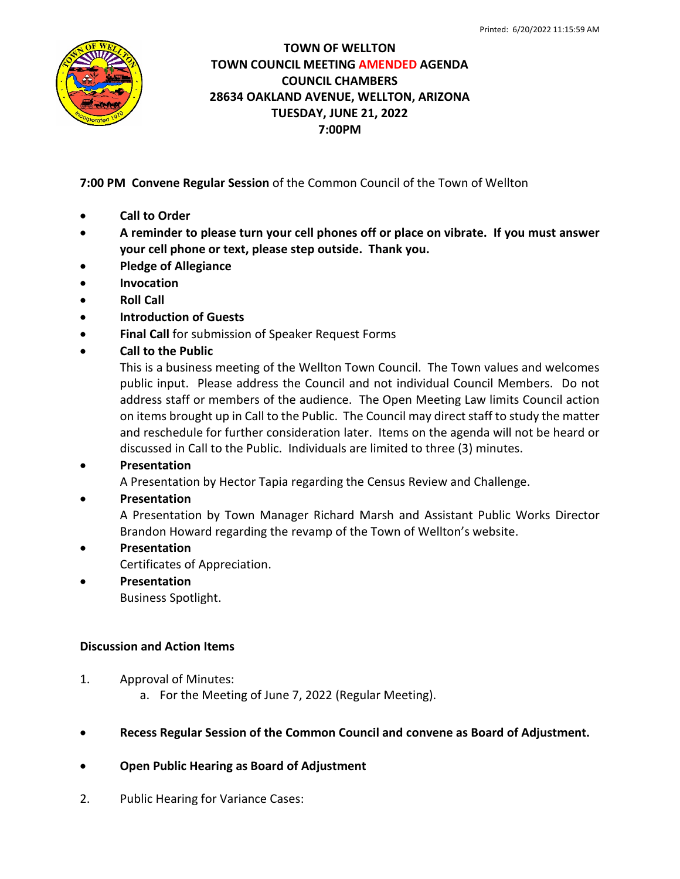# TOWN OF WELLTON
## TOWN COUNCIL MEETING AMENDED AGENDA
## COUNCIL CHAMBERS
## 28634 OAKLAND AVENUE, WELLTON, ARIZONA
## TUESDAY, JUNE 21, 2022
## 7:00PM

**7:00 PM Convene Regular Session** of the Common Council of the Town of Wellton

- **Call to Order**
- **A reminder to please turn your cell phones off or place on vibrate. If you must answer your cell phone or text, please step outside. Thank you.**
- **Pledge of Allegiance**
- **Invocation**
- **Roll Call**
- **Introduction of Guests**
- **Final Call** for submission of Speaker Request Forms
- **Call to the Public**
  This is a business meeting of the Wellton Town Council. The Town values and welcomes public input. Please address the Council and not individual Council Members. Do not address staff or members of the audience. The Open Meeting Law limits Council action on items brought up in Call to the Public. The Council may direct staff to study the matter and reschedule for further consideration later. Items on the agenda will not be heard or discussed in Call to the Public. Individuals are limited to three (3) minutes.
- **Presentation**
  A Presentation by Hector Tapia regarding the Census Review and Challenge.
- **Presentation**
  A Presentation by Town Manager Richard Marsh and Assistant Public Works Director Brandon Howard regarding the revamp of the Town of Wellton's website.
- **Presentation**
  Certificates of Appreciation.
- **Presentation**
  Business Spotlight.

**Discussion and Action Items**

1. Approval of Minutes:
   a. For the Meeting of June 7, 2022 (Regular Meeting).

- **Recess Regular Session of the Common Council and convene as Board of Adjustment.**

- **Open Public Hearing as Board of Adjustment**

2. Public Hearing for Variance Cases: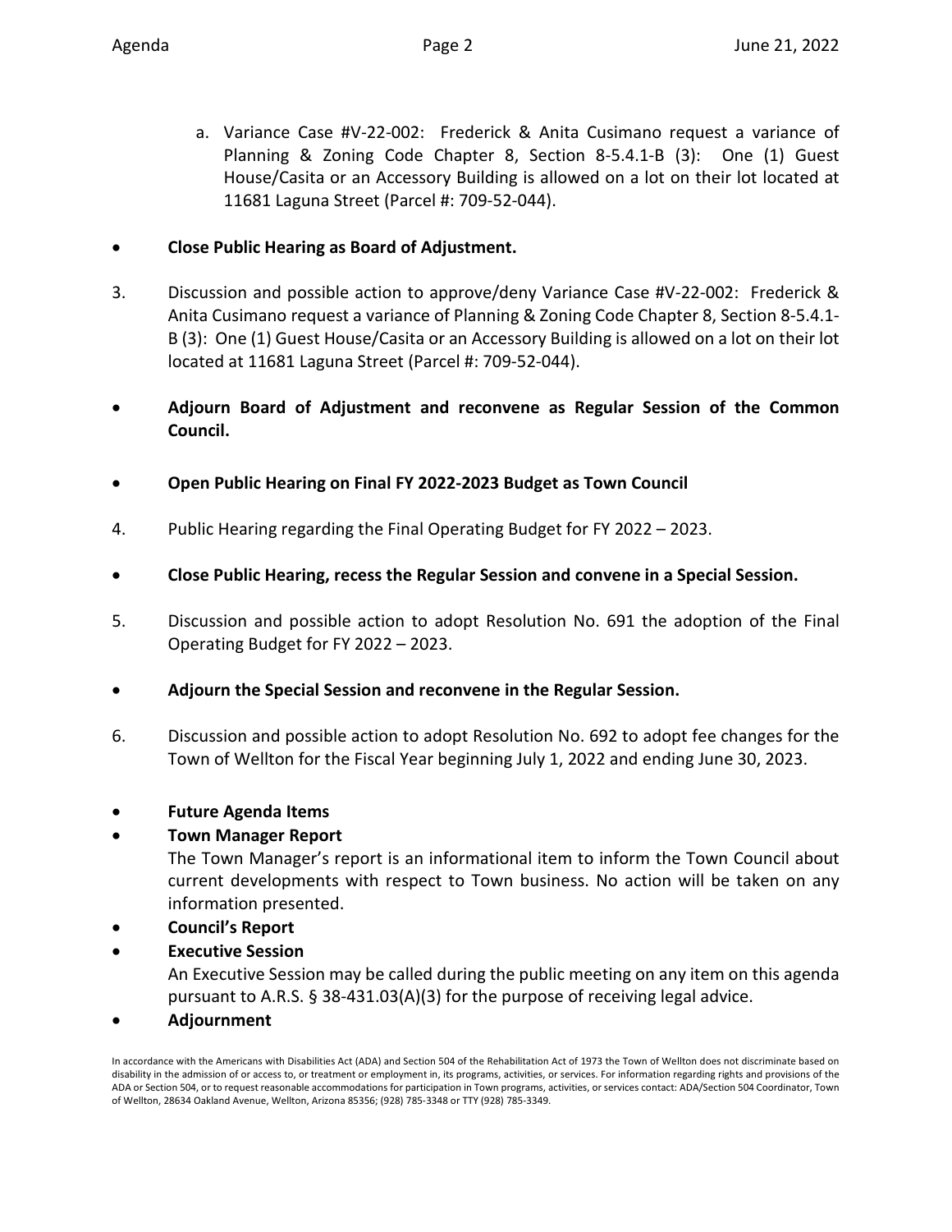a. Variance Case #V-22-002: Frederick & Anita Cusimano request a variance of Planning & Zoning Code Chapter 8, Section 8-5.4.1-B (3): One (1) Guest House/Casita or an Accessory Building is allowed on a lot on their lot located at 11681 Laguna Street (Parcel #: 709-52-044).

- **Close Public Hearing as Board of Adjustment.**

3. Discussion and possible action to approve/deny Variance Case #V-22-002: Frederick & Anita Cusimano request a variance of Planning & Zoning Code Chapter 8, Section 8-5.4.1-B (3): One (1) Guest House/Casita or an Accessory Building is allowed on a lot on their lot located at 11681 Laguna Street (Parcel #: 709-52-044).

- **Adjourn Board of Adjustment and reconvene as Regular Session of the Common Council.**

- **Open Public Hearing on Final FY 2022-2023 Budget as Town Council**

4. Public Hearing regarding the Final Operating Budget for FY 2022 – 2023.

- **Close Public Hearing, recess the Regular Session and convene in a Special Session.**

5. Discussion and possible action to adopt Resolution No. 691 the adoption of the Final Operating Budget for FY 2022 – 2023.

- **Adjourn the Special Session and reconvene in the Regular Session.**

6. Discussion and possible action to adopt Resolution No. 692 to adopt fee changes for the Town of Wellton for the Fiscal Year beginning July 1, 2022 and ending June 30, 2023.

- **Future Agenda Items**
- **Town Manager Report**
  The Town Manager's report is an informational item to inform the Town Council about current developments with respect to Town business. No action will be taken on any information presented.
- **Council's Report**
- **Executive Session**
  An Executive Session may be called during the public meeting on any item on this agenda pursuant to A.R.S. § 38-431.03(A)(3) for the purpose of receiving legal advice.
- **Adjournment**

In accordance with the Americans with Disabilities Act (ADA) and Section 504 of the Rehabilitation Act of 1973 the Town of Wellton does not discriminate based on disability in the admission of or access to, or treatment or employment in, its programs, activities, or services. For information regarding rights and provisions of the ADA or Section 504, or to request reasonable accommodations for participation in Town programs, activities, or services contact: ADA/Section 504 Coordinator, Town of Wellton, 28634 Oakland Avenue, Wellton, Arizona 85356; (928) 785-3348 or TTY (928) 785-3349.